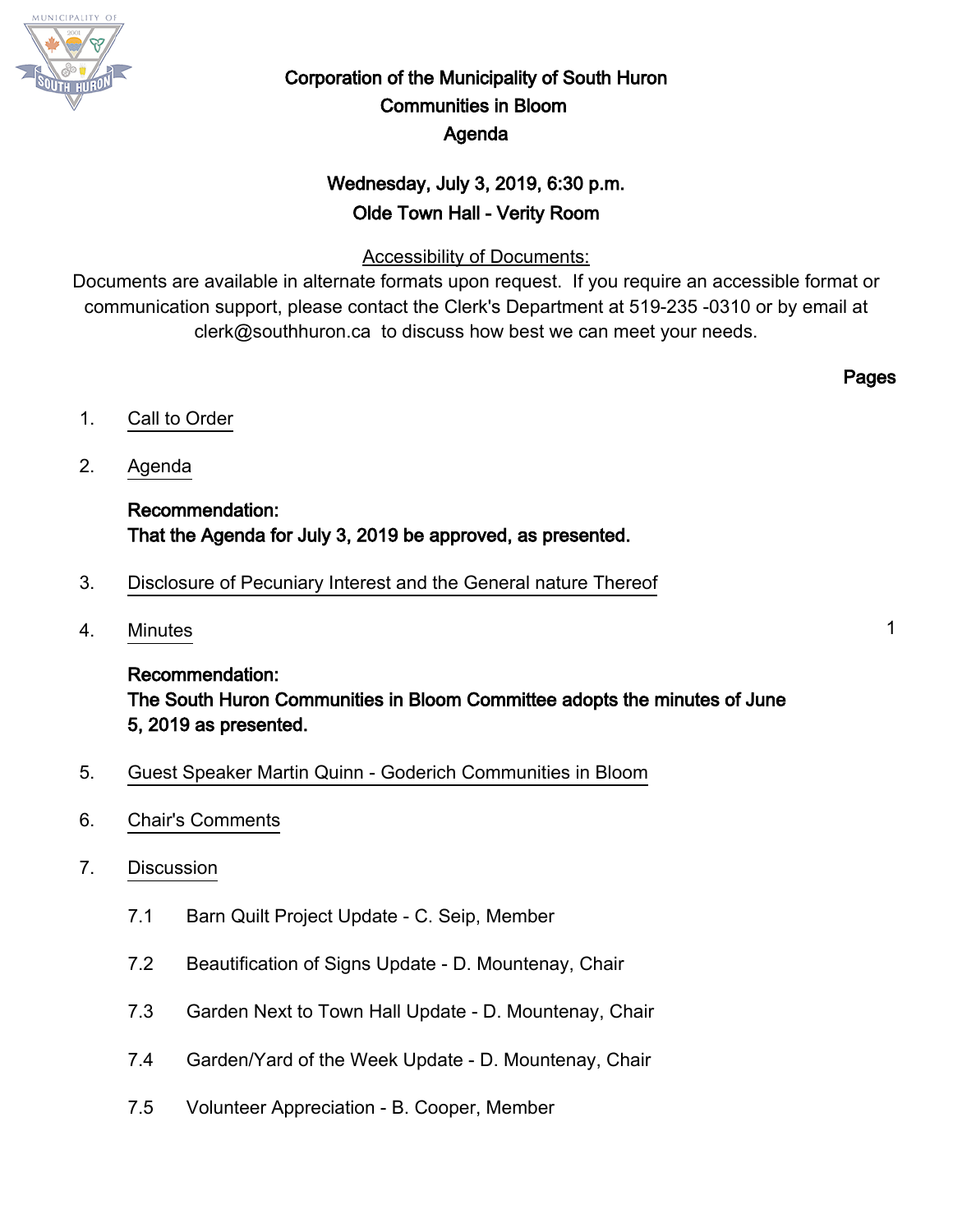# Corporation of the Municipality of South Huron
## Communities in Bloom
## Agenda

**Wednesday, July 3, 2019, 6:30 p.m.**
**Olde Town Hall - Verity Room**

Accessibility of Documents:
Documents are available in alternate formats upon request. If you require an accessible format or communication support, please contact the Clerk's Department at 519-235 -0310 or by email at clerk@southhuron.ca to discuss how best we can meet your needs.

**Pages**

1. Call to Order

2. Agenda

   **Recommendation:**
   **That the Agenda for July 3, 2019 be approved, as presented.**

3. Disclosure of Pecuniary Interest and the General nature Thereof

4. Minutes — 1

   **Recommendation:**
   **The South Huron Communities in Bloom Committee adopts the minutes of June 5, 2019 as presented.**

5. Guest Speaker Martin Quinn - Goderich Communities in Bloom

6. Chair's Comments

7. Discussion

   7.1 Barn Quilt Project Update - C. Seip, Member

   7.2 Beautification of Signs Update - D. Mountenay, Chair

   7.3 Garden Next to Town Hall Update - D. Mountenay, Chair

   7.4 Garden/Yard of the Week Update - D. Mountenay, Chair

   7.5 Volunteer Appreciation - B. Cooper, Member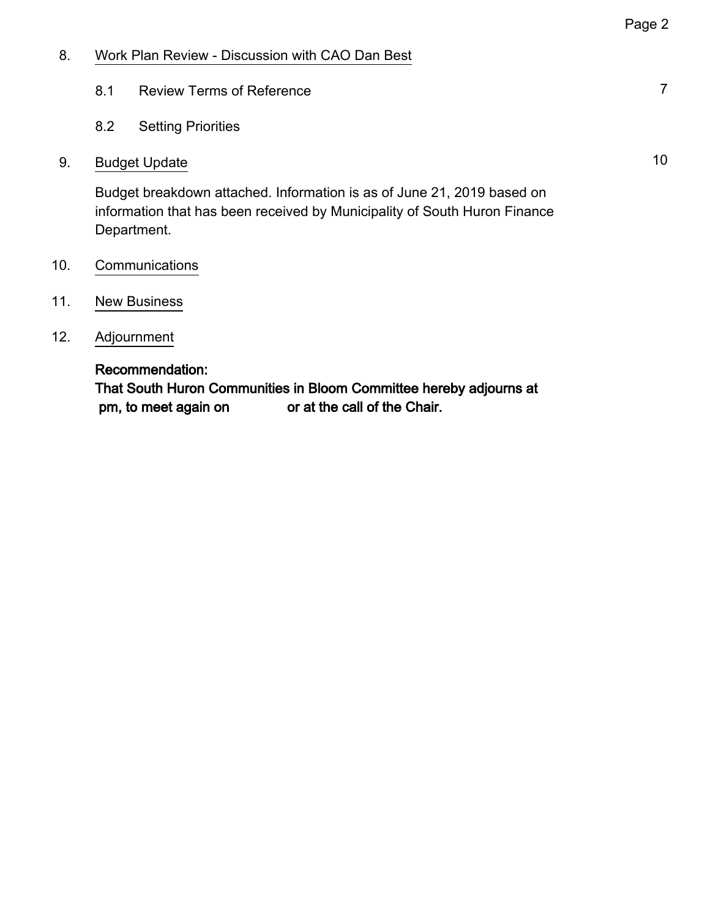8. Work Plan Review - Discussion with CAO Dan Best

   8.1 Review Terms of Reference 7

   8.2 Setting Priorities

9. Budget Update 10

   Budget breakdown attached. Information is as of June 21, 2019 based on information that has been received by Municipality of South Huron Finance Department.

10. Communications

11. New Business

12. Adjournment

   **Recommendation:**
   **That South Huron Communities in Bloom Committee hereby adjourns at pm, to meet again on or at the call of the Chair.**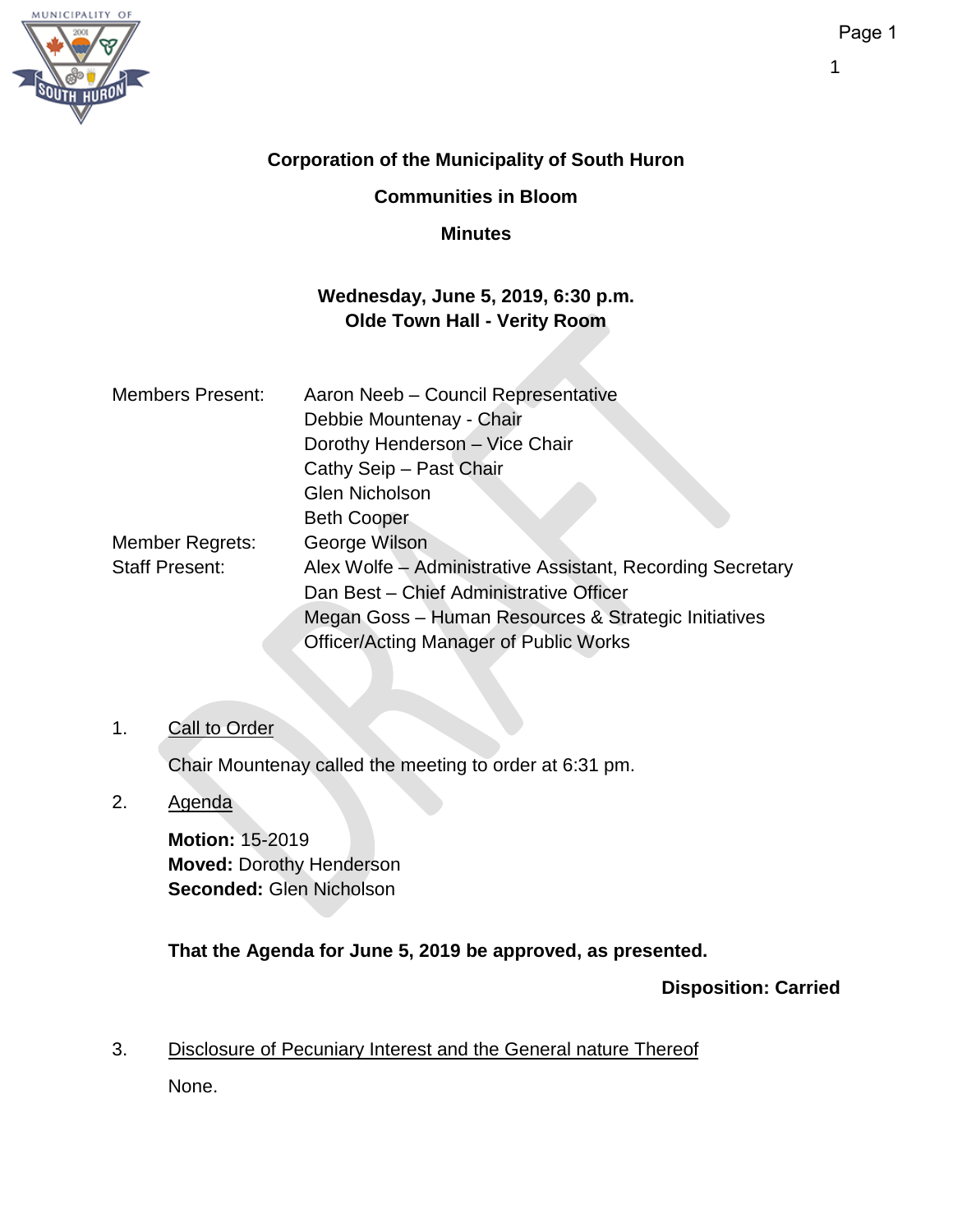**Corporation of the Municipality of South Huron**

**Communities in Bloom**

**Minutes**

**Wednesday, June 5, 2019, 6:30 p.m.**
**Olde Town Hall - Verity Room**

| | |
|---|---|
| Members Present: | Aaron Neeb – Council Representative |
| | Debbie Mountenay - Chair |
| | Dorothy Henderson – Vice Chair |
| | Cathy Seip – Past Chair |
| | Glen Nicholson |
| | Beth Cooper |
| Member Regrets: | George Wilson |
| Staff Present: | Alex Wolfe – Administrative Assistant, Recording Secretary |
| | Dan Best – Chief Administrative Officer |
| | Megan Goss – Human Resources & Strategic Initiatives Officer/Acting Manager of Public Works |

1. Call to Order

   Chair Mountenay called the meeting to order at 6:31 pm.

2. Agenda

   **Motion:** 15-2019
   **Moved:** Dorothy Henderson
   **Seconded:** Glen Nicholson

   **That the Agenda for June 5, 2019 be approved, as presented.**

   **Disposition: Carried**

3. Disclosure of Pecuniary Interest and the General nature Thereof

   None.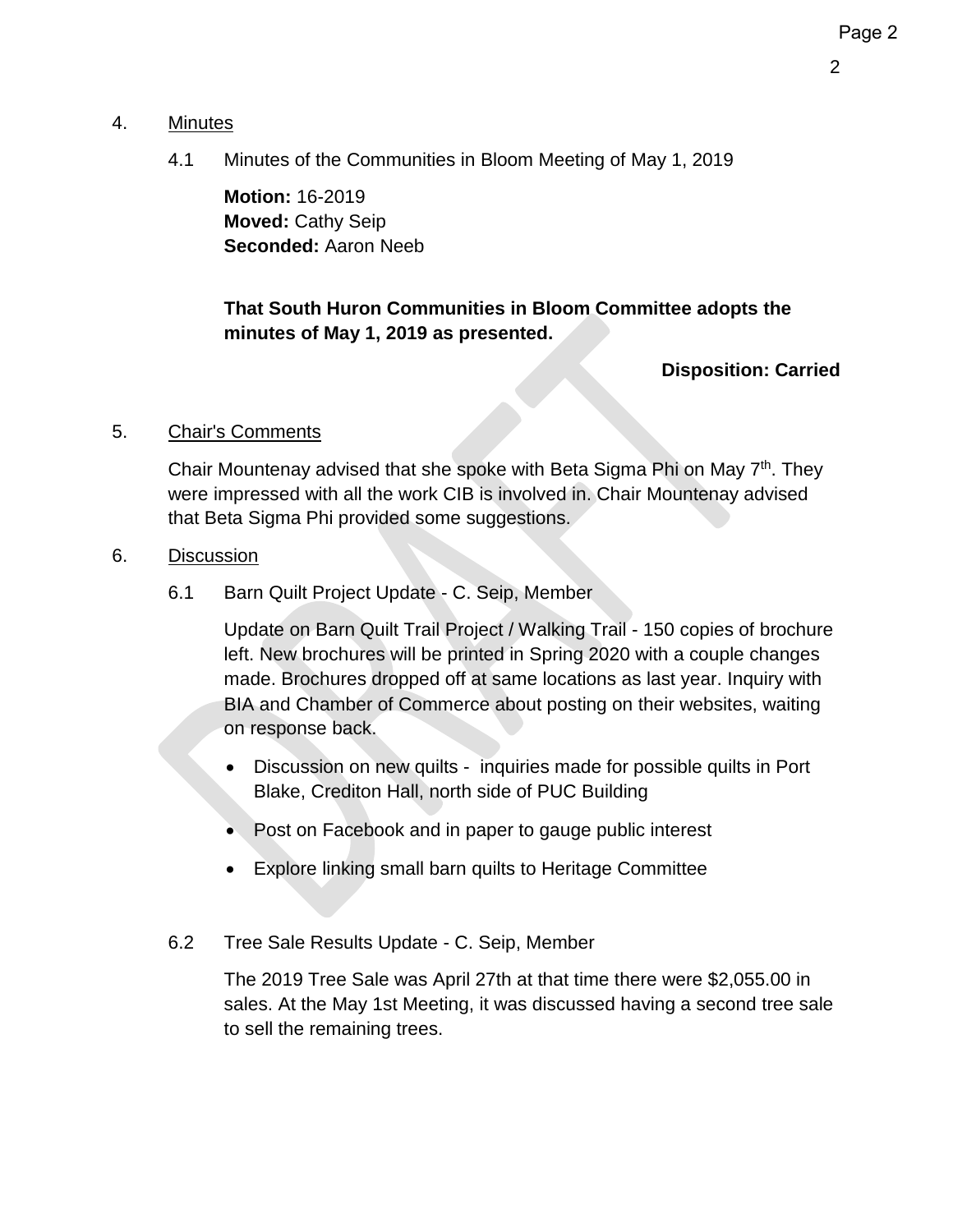4. Minutes

4.1 Minutes of the Communities in Bloom Meeting of May 1, 2019

**Motion:** 16-2019
**Moved:** Cathy Seip
**Seconded:** Aaron Neeb

**That South Huron Communities in Bloom Committee adopts the minutes of May 1, 2019 as presented.**

**Disposition: Carried**

5. Chair's Comments

Chair Mountenay advised that she spoke with Beta Sigma Phi on May 7th. They were impressed with all the work CIB is involved in. Chair Mountenay advised that Beta Sigma Phi provided some suggestions.

6. Discussion

6.1 Barn Quilt Project Update - C. Seip, Member

Update on Barn Quilt Trail Project / Walking Trail - 150 copies of brochure left. New brochures will be printed in Spring 2020 with a couple changes made. Brochures dropped off at same locations as last year. Inquiry with BIA and Chamber of Commerce about posting on their websites, waiting on response back.

- Discussion on new quilts - inquiries made for possible quilts in Port Blake, Crediton Hall, north side of PUC Building
- Post on Facebook and in paper to gauge public interest
- Explore linking small barn quilts to Heritage Committee

6.2 Tree Sale Results Update - C. Seip, Member

The 2019 Tree Sale was April 27th at that time there were $2,055.00 in sales. At the May 1st Meeting, it was discussed having a second tree sale to sell the remaining trees.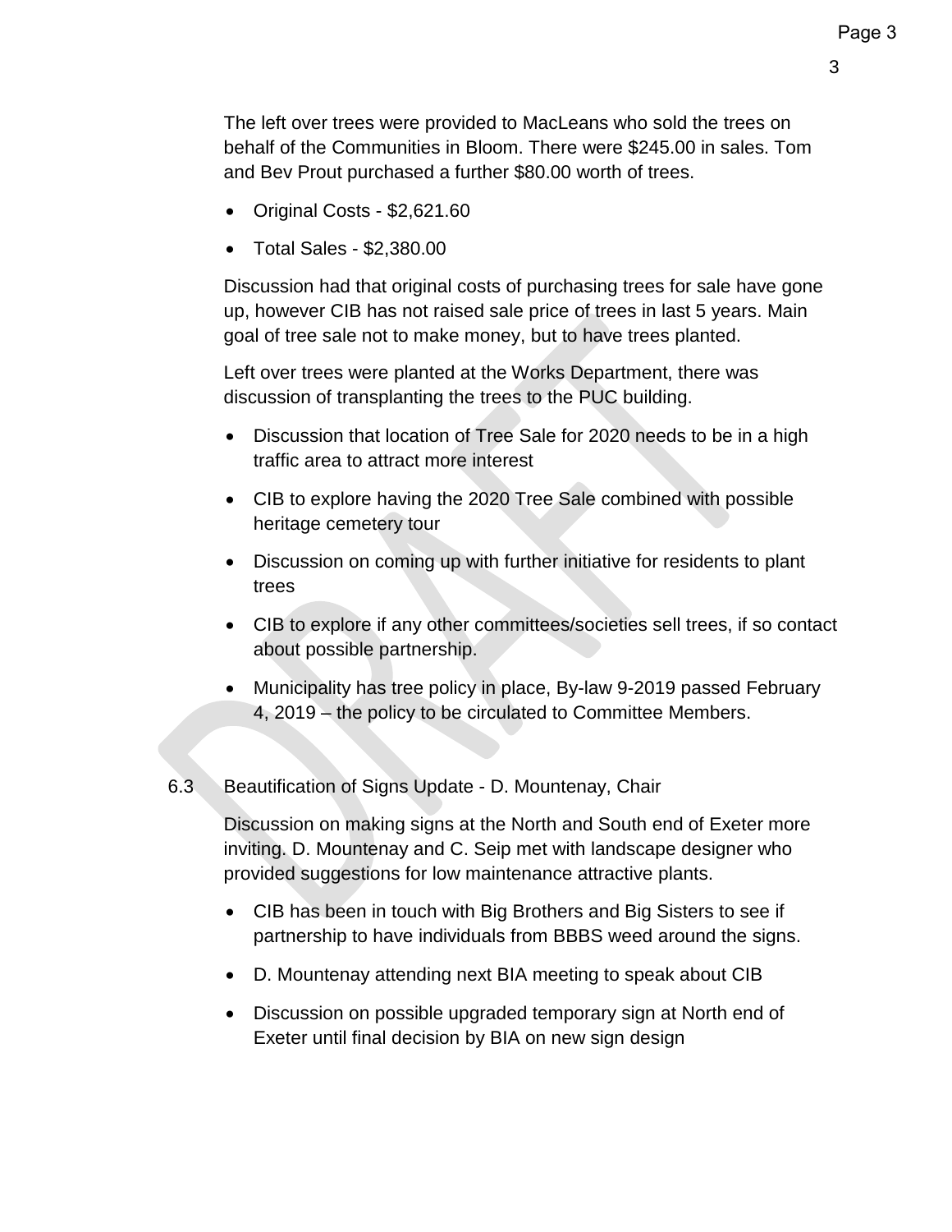The left over trees were provided to MacLeans who sold the trees on behalf of the Communities in Bloom. There were $245.00 in sales. Tom and Bev Prout purchased a further $80.00 worth of trees.

- Original Costs - $2,621.60
- Total Sales - $2,380.00

Discussion had that original costs of purchasing trees for sale have gone up, however CIB has not raised sale price of trees in last 5 years. Main goal of tree sale not to make money, but to have trees planted.

Left over trees were planted at the Works Department, there was discussion of transplanting the trees to the PUC building.

- Discussion that location of Tree Sale for 2020 needs to be in a high traffic area to attract more interest
- CIB to explore having the 2020 Tree Sale combined with possible heritage cemetery tour
- Discussion on coming up with further initiative for residents to plant trees
- CIB to explore if any other committees/societies sell trees, if so contact about possible partnership.
- Municipality has tree policy in place, By-law 9-2019 passed February 4, 2019 – the policy to be circulated to Committee Members.

6.3 Beautification of Signs Update - D. Mountenay, Chair

Discussion on making signs at the North and South end of Exeter more inviting. D. Mountenay and C. Seip met with landscape designer who provided suggestions for low maintenance attractive plants.

- CIB has been in touch with Big Brothers and Big Sisters to see if partnership to have individuals from BBBS weed around the signs.
- D. Mountenay attending next BIA meeting to speak about CIB
- Discussion on possible upgraded temporary sign at North end of Exeter until final decision by BIA on new sign design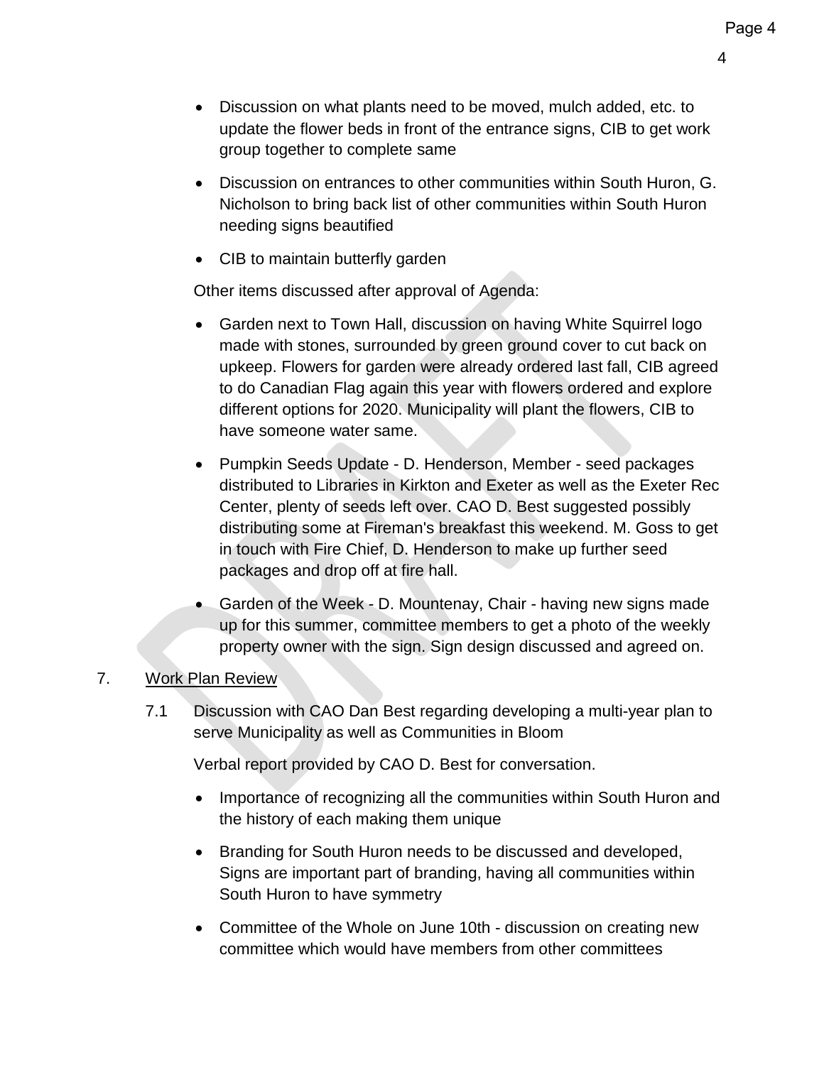- Discussion on what plants need to be moved, mulch added, etc. to update the flower beds in front of the entrance signs, CIB to get work group together to complete same
- Discussion on entrances to other communities within South Huron, G. Nicholson to bring back list of other communities within South Huron needing signs beautified
- CIB to maintain butterfly garden

Other items discussed after approval of Agenda:

- Garden next to Town Hall, discussion on having White Squirrel logo made with stones, surrounded by green ground cover to cut back on upkeep. Flowers for garden were already ordered last fall, CIB agreed to do Canadian Flag again this year with flowers ordered and explore different options for 2020. Municipality will plant the flowers, CIB to have someone water same.
- Pumpkin Seeds Update - D. Henderson, Member - seed packages distributed to Libraries in Kirkton and Exeter as well as the Exeter Rec Center, plenty of seeds left over. CAO D. Best suggested possibly distributing some at Fireman's breakfast this weekend. M. Goss to get in touch with Fire Chief, D. Henderson to make up further seed packages and drop off at fire hall.
- Garden of the Week - D. Mountenay, Chair - having new signs made up for this summer, committee members to get a photo of the weekly property owner with the sign. Sign design discussed and agreed on.

7. Work Plan Review

7.1 Discussion with CAO Dan Best regarding developing a multi-year plan to serve Municipality as well as Communities in Bloom

Verbal report provided by CAO D. Best for conversation.

- Importance of recognizing all the communities within South Huron and the history of each making them unique
- Branding for South Huron needs to be discussed and developed, Signs are important part of branding, having all communities within South Huron to have symmetry
- Committee of the Whole on June 10th - discussion on creating new committee which would have members from other committees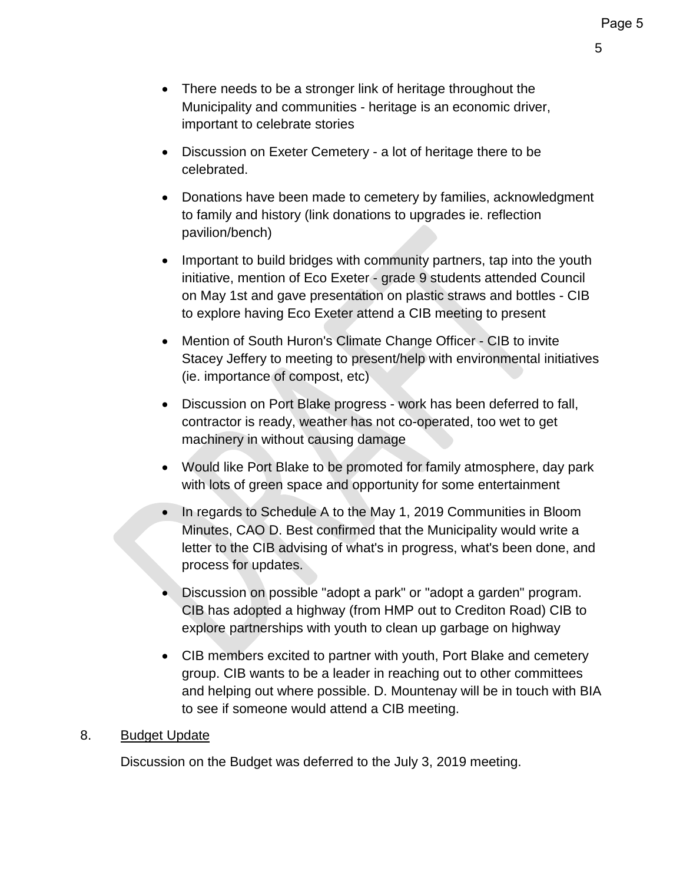- There needs to be a stronger link of heritage throughout the Municipality and communities - heritage is an economic driver, important to celebrate stories

- Discussion on Exeter Cemetery - a lot of heritage there to be celebrated.

- Donations have been made to cemetery by families, acknowledgment to family and history (link donations to upgrades ie. reflection pavilion/bench)

- Important to build bridges with community partners, tap into the youth initiative, mention of Eco Exeter - grade 9 students attended Council on May 1st and gave presentation on plastic straws and bottles - CIB to explore having Eco Exeter attend a CIB meeting to present

- Mention of South Huron's Climate Change Officer - CIB to invite Stacey Jeffery to meeting to present/help with environmental initiatives (ie. importance of compost, etc)

- Discussion on Port Blake progress - work has been deferred to fall, contractor is ready, weather has not co-operated, too wet to get machinery in without causing damage

- Would like Port Blake to be promoted for family atmosphere, day park with lots of green space and opportunity for some entertainment

- In regards to Schedule A to the May 1, 2019 Communities in Bloom Minutes, CAO D. Best confirmed that the Municipality would write a letter to the CIB advising of what's in progress, what's been done, and process for updates.

- Discussion on possible "adopt a park" or "adopt a garden" program. CIB has adopted a highway (from HMP out to Crediton Road) CIB to explore partnerships with youth to clean up garbage on highway

- CIB members excited to partner with youth, Port Blake and cemetery group. CIB wants to be a leader in reaching out to other committees and helping out where possible. D. Mountenay will be in touch with BIA to see if someone would attend a CIB meeting.

8. Budget Update

Discussion on the Budget was deferred to the July 3, 2019 meeting.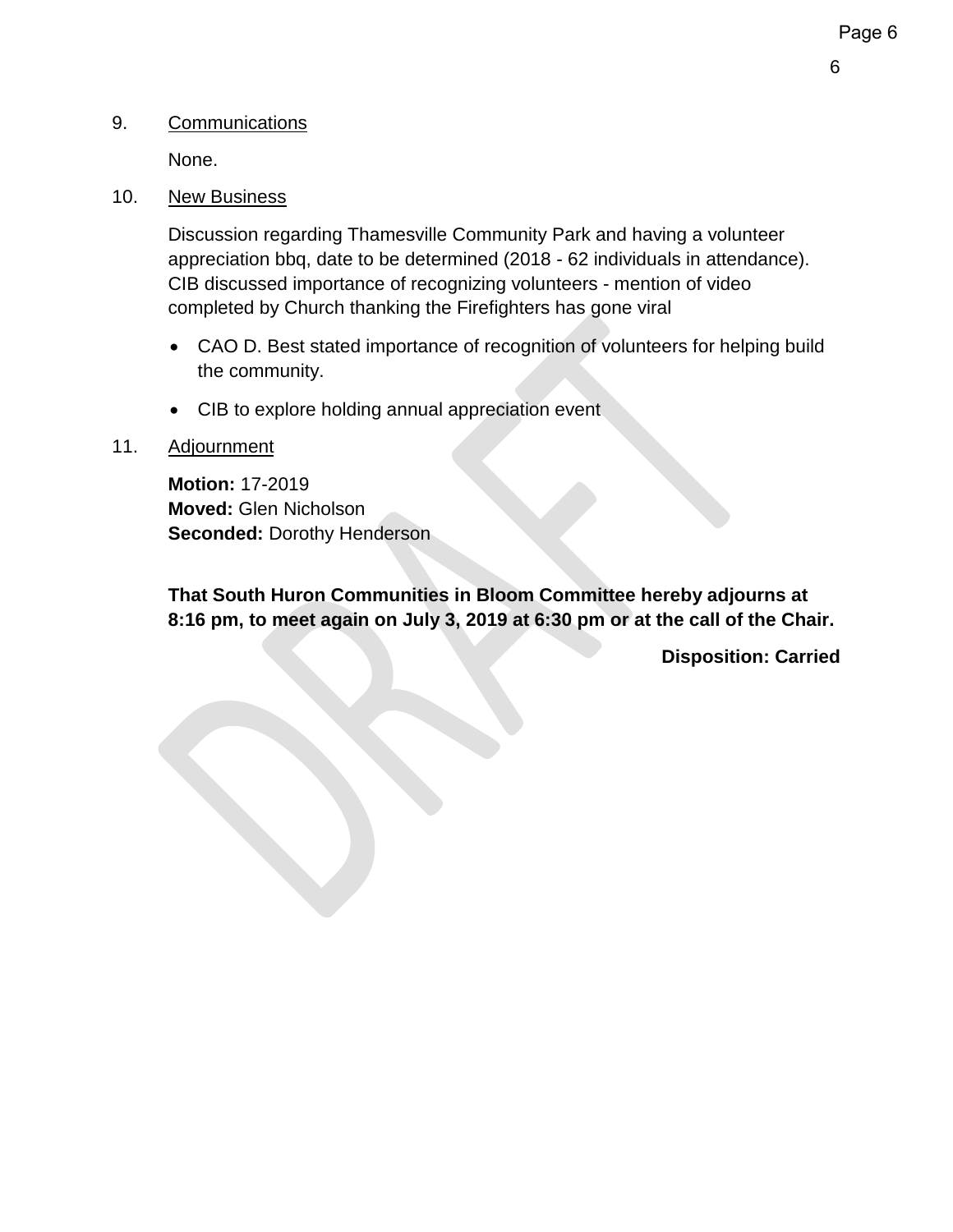9. Communications

None.

10. New Business

Discussion regarding Thamesville Community Park and having a volunteer appreciation bbq, date to be determined (2018 - 62 individuals in attendance). CIB discussed importance of recognizing volunteers - mention of video completed by Church thanking the Firefighters has gone viral

- CAO D. Best stated importance of recognition of volunteers for helping build the community.
- CIB to explore holding annual appreciation event

11. Adjournment

**Motion:** 17-2019
**Moved:** Glen Nicholson
**Seconded:** Dorothy Henderson

**That South Huron Communities in Bloom Committee hereby adjourns at 8:16 pm, to meet again on July 3, 2019 at 6:30 pm or at the call of the Chair.**

**Disposition: Carried**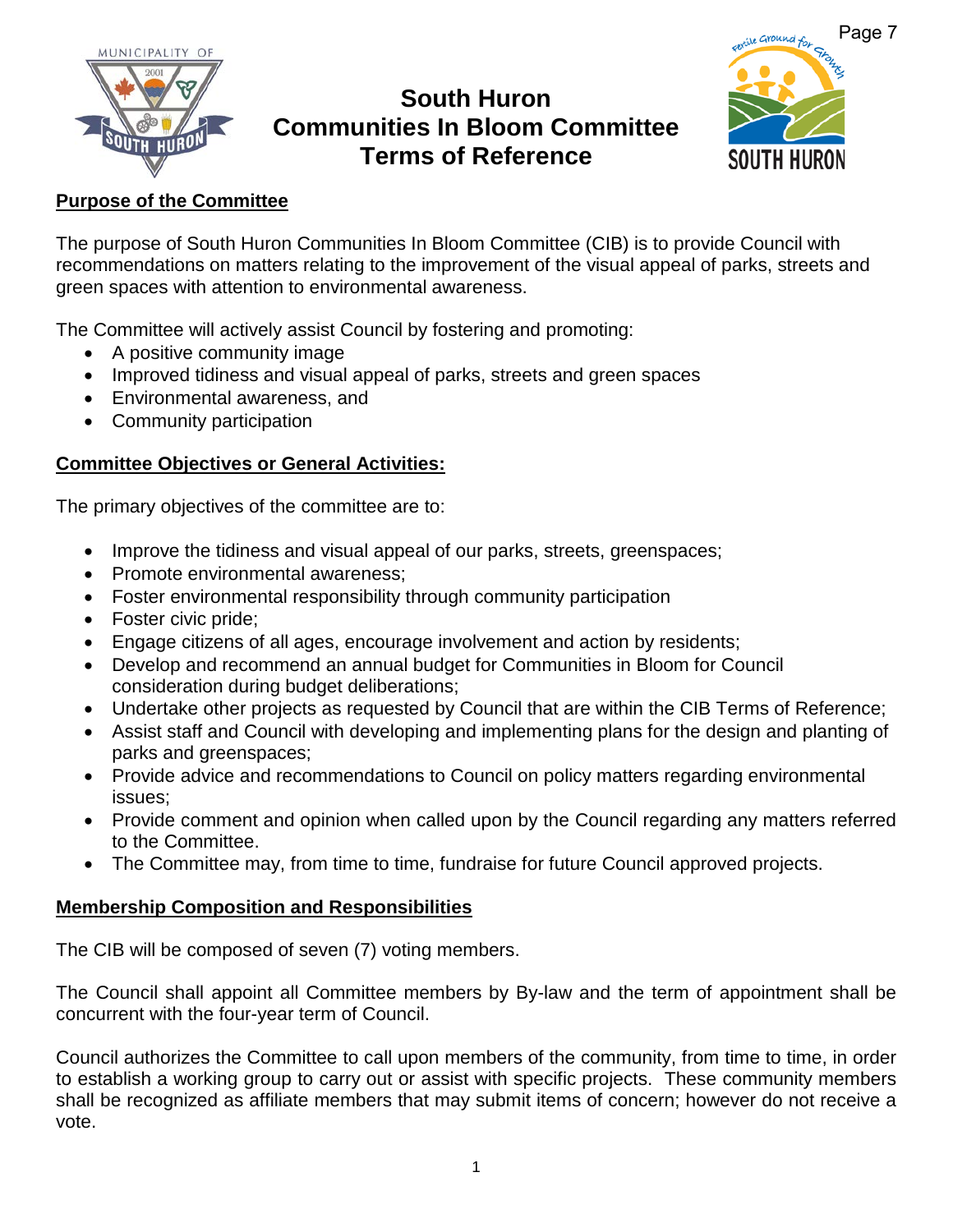# South Huron Communities In Bloom Committee Terms of Reference

## Purpose of the Committee

The purpose of South Huron Communities In Bloom Committee (CIB) is to provide Council with recommendations on matters relating to the improvement of the visual appeal of parks, streets and green spaces with attention to environmental awareness.

The Committee will actively assist Council by fostering and promoting:

- A positive community image
- Improved tidiness and visual appeal of parks, streets and green spaces
- Environmental awareness, and
- Community participation

## Committee Objectives or General Activities:

The primary objectives of the committee are to:

- Improve the tidiness and visual appeal of our parks, streets, greenspaces;
- Promote environmental awareness;
- Foster environmental responsibility through community participation
- Foster civic pride;
- Engage citizens of all ages, encourage involvement and action by residents;
- Develop and recommend an annual budget for Communities in Bloom for Council consideration during budget deliberations;
- Undertake other projects as requested by Council that are within the CIB Terms of Reference;
- Assist staff and Council with developing and implementing plans for the design and planting of parks and greenspaces;
- Provide advice and recommendations to Council on policy matters regarding environmental issues;
- Provide comment and opinion when called upon by the Council regarding any matters referred to the Committee.
- The Committee may, from time to time, fundraise for future Council approved projects.

## Membership Composition and Responsibilities

The CIB will be composed of seven (7) voting members.

The Council shall appoint all Committee members by By-law and the term of appointment shall be concurrent with the four-year term of Council.

Council authorizes the Committee to call upon members of the community, from time to time, in order to establish a working group to carry out or assist with specific projects. These community members shall be recognized as affiliate members that may submit items of concern; however do not receive a vote.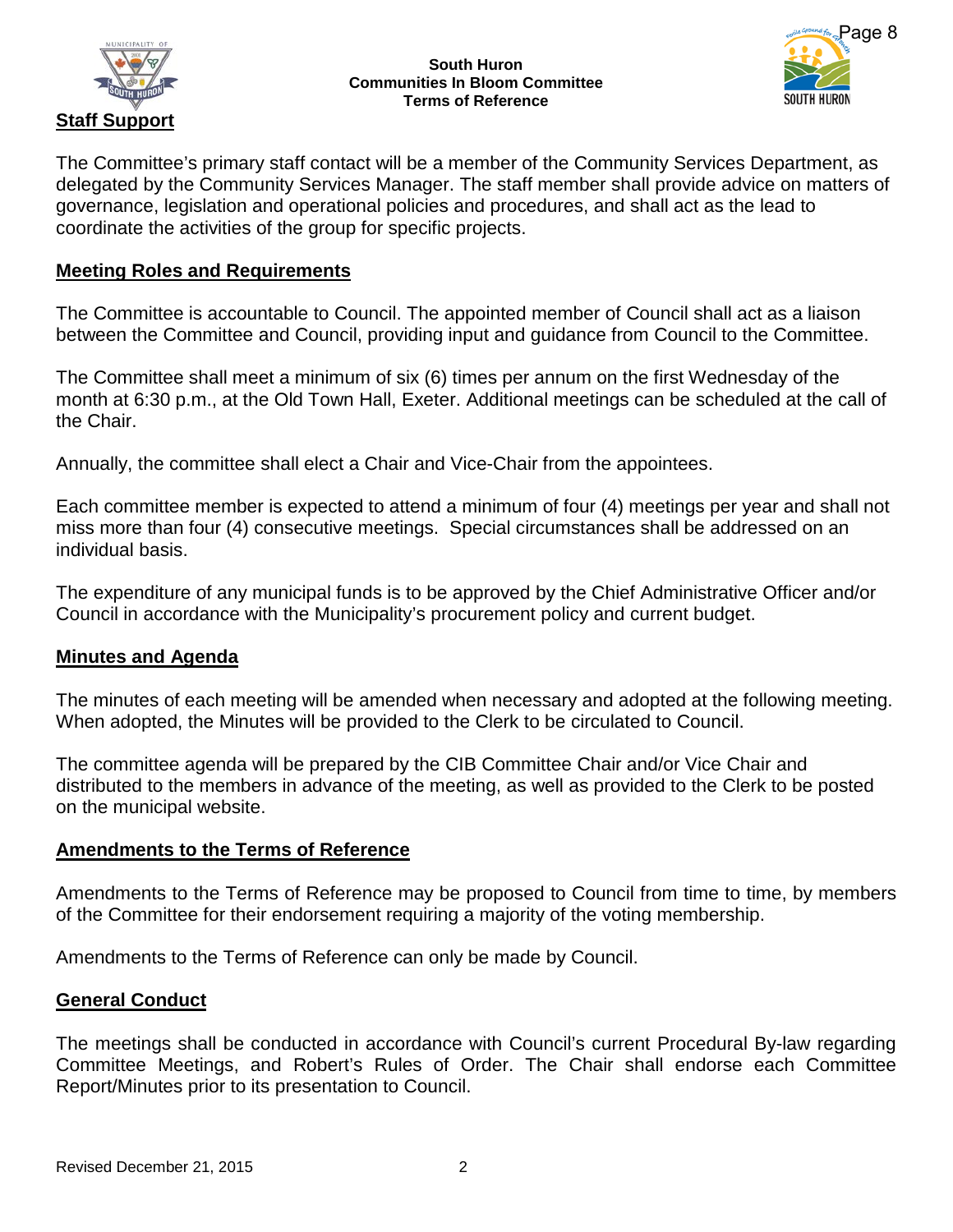## Staff Support

The Committee's primary staff contact will be a member of the Community Services Department, as delegated by the Community Services Manager. The staff member shall provide advice on matters of governance, legislation and operational policies and procedures, and shall act as the lead to coordinate the activities of the group for specific projects.

## Meeting Roles and Requirements

The Committee is accountable to Council. The appointed member of Council shall act as a liaison between the Committee and Council, providing input and guidance from Council to the Committee.

The Committee shall meet a minimum of six (6) times per annum on the first Wednesday of the month at 6:30 p.m., at the Old Town Hall, Exeter. Additional meetings can be scheduled at the call of the Chair.

Annually, the committee shall elect a Chair and Vice-Chair from the appointees.

Each committee member is expected to attend a minimum of four (4) meetings per year and shall not miss more than four (4) consecutive meetings. Special circumstances shall be addressed on an individual basis.

The expenditure of any municipal funds is to be approved by the Chief Administrative Officer and/or Council in accordance with the Municipality's procurement policy and current budget.

## Minutes and Agenda

The minutes of each meeting will be amended when necessary and adopted at the following meeting. When adopted, the Minutes will be provided to the Clerk to be circulated to Council.

The committee agenda will be prepared by the CIB Committee Chair and/or Vice Chair and distributed to the members in advance of the meeting, as well as provided to the Clerk to be posted on the municipal website.

## Amendments to the Terms of Reference

Amendments to the Terms of Reference may be proposed to Council from time to time, by members of the Committee for their endorsement requiring a majority of the voting membership.

Amendments to the Terms of Reference can only be made by Council.

## General Conduct

The meetings shall be conducted in accordance with Council's current Procedural By-law regarding Committee Meetings, and Robert's Rules of Order. The Chair shall endorse each Committee Report/Minutes prior to its presentation to Council.

Revised December 21, 2015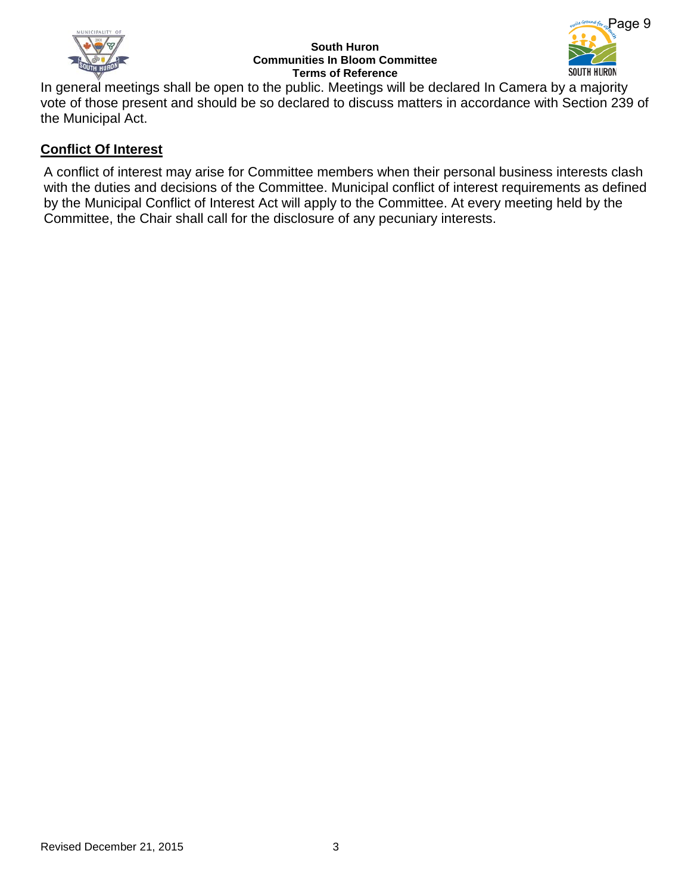In general meetings shall be open to the public. Meetings will be declared In Camera by a majority vote of those present and should be so declared to discuss matters in accordance with Section 239 of the Municipal Act.

## Conflict Of Interest

A conflict of interest may arise for Committee members when their personal business interests clash with the duties and decisions of the Committee. Municipal conflict of interest requirements as defined by the Municipal Conflict of Interest Act will apply to the Committee. At every meeting held by the Committee, the Chair shall call for the disclosure of any pecuniary interests.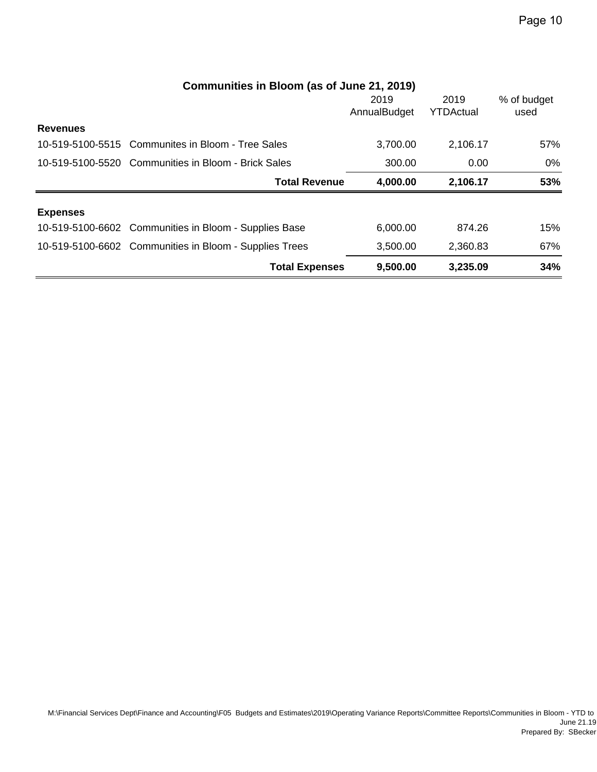## Communities in Bloom (as of June 21, 2019)

| | | 2019 AnnualBudget | 2019 YTDActual | % of budget used |
|---|---|---|---|---|
| **Revenues** | | | | |
| 10-519-5100-5515 | Communites in Bloom - Tree Sales | 3,700.00 | 2,106.17 | 57% |
| 10-519-5100-5520 | Communities in Bloom - Brick Sales | 300.00 | 0.00 | 0% |
| | **Total Revenue** | **4,000.00** | **2,106.17** | **53%** |
| **Expenses** | | | | |
| 10-519-5100-6602 | Communities in Bloom - Supplies Base | 6,000.00 | 874.26 | 15% |
| 10-519-5100-6602 | Communities in Bloom - Supplies Trees | 3,500.00 | 2,360.83 | 67% |
| | **Total Expenses** | **9,500.00** | **3,235.09** | **34%** |

M:\Financial Services Dept\Finance and Accounting\F05 Budgets and Estimates\2019\Operating Variance Reports\Committee Reports\Communities in Bloom - YTD to June 21.19

Prepared By: SBecker